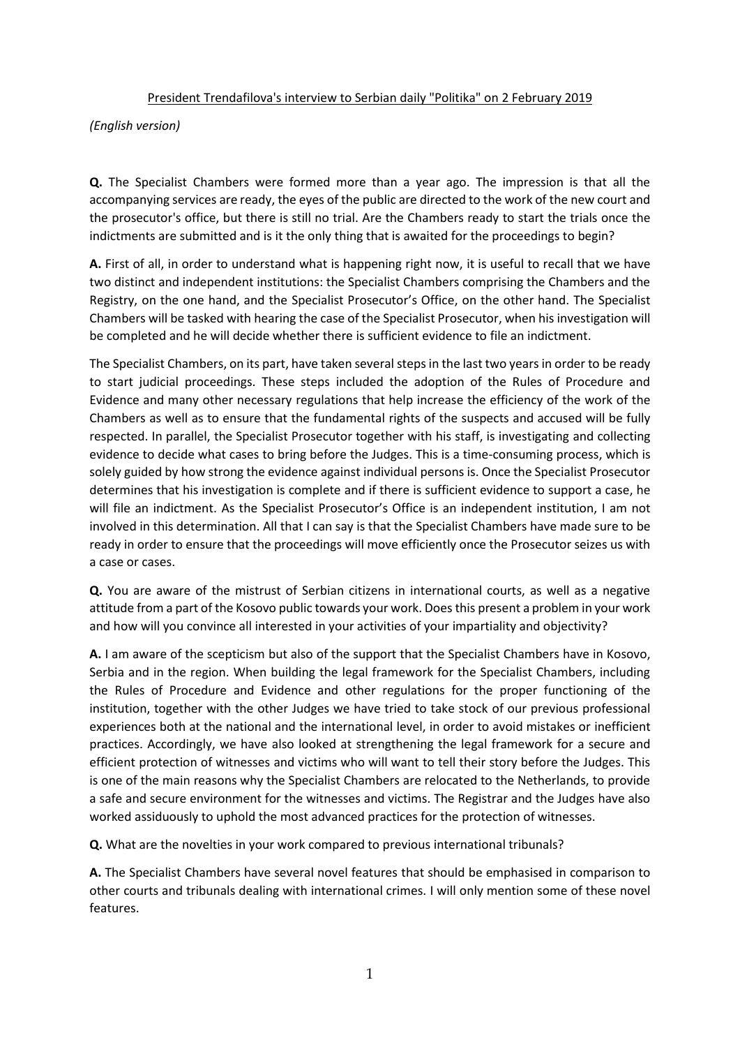President Trendafilova's interview to Serbian daily "Politika" on 2 February 2019

*(English version)*

**Q.** The Specialist Chambers were formed more than a year ago. The impression is that all the accompanying services are ready, the eyes of the public are directed to the work of the new court and the prosecutor's office, but there is still no trial. Are the Chambers ready to start the trials once the indictments are submitted and is it the only thing that is awaited for the proceedings to begin?

**A.** First of all, in order to understand what is happening right now, it is useful to recall that we have two distinct and independent institutions: the Specialist Chambers comprising the Chambers and the Registry, on the one hand, and the Specialist Prosecutor's Office, on the other hand. The Specialist Chambers will be tasked with hearing the case of the Specialist Prosecutor, when his investigation will be completed and he will decide whether there is sufficient evidence to file an indictment.

The Specialist Chambers, on its part, have taken several steps in the last two years in order to be ready to start judicial proceedings. These steps included the adoption of the Rules of Procedure and Evidence and many other necessary regulations that help increase the efficiency of the work of the Chambers as well as to ensure that the fundamental rights of the suspects and accused will be fully respected. In parallel, the Specialist Prosecutor together with his staff, is investigating and collecting evidence to decide what cases to bring before the Judges. This is a time-consuming process, which is solely guided by how strong the evidence against individual persons is. Once the Specialist Prosecutor determines that his investigation is complete and if there is sufficient evidence to support a case, he will file an indictment. As the Specialist Prosecutor's Office is an independent institution, I am not involved in this determination. All that I can say is that the Specialist Chambers have made sure to be ready in order to ensure that the proceedings will move efficiently once the Prosecutor seizes us with a case or cases.

**Q.** You are aware of the mistrust of Serbian citizens in international courts, as well as a negative attitude from a part of the Kosovo public towards your work. Does this present a problem in your work and how will you convince all interested in your activities of your impartiality and objectivity?

**A.** I am aware of the scepticism but also of the support that the Specialist Chambers have in Kosovo, Serbia and in the region. When building the legal framework for the Specialist Chambers, including the Rules of Procedure and Evidence and other regulations for the proper functioning of the institution, together with the other Judges we have tried to take stock of our previous professional experiences both at the national and the international level, in order to avoid mistakes or inefficient practices. Accordingly, we have also looked at strengthening the legal framework for a secure and efficient protection of witnesses and victims who will want to tell their story before the Judges. This is one of the main reasons why the Specialist Chambers are relocated to the Netherlands, to provide a safe and secure environment for the witnesses and victims. The Registrar and the Judges have also worked assiduously to uphold the most advanced practices for the protection of witnesses.

**Q.** What are the novelties in your work compared to previous international tribunals?

**A.** The Specialist Chambers have several novel features that should be emphasised in comparison to other courts and tribunals dealing with international crimes. I will only mention some of these novel features.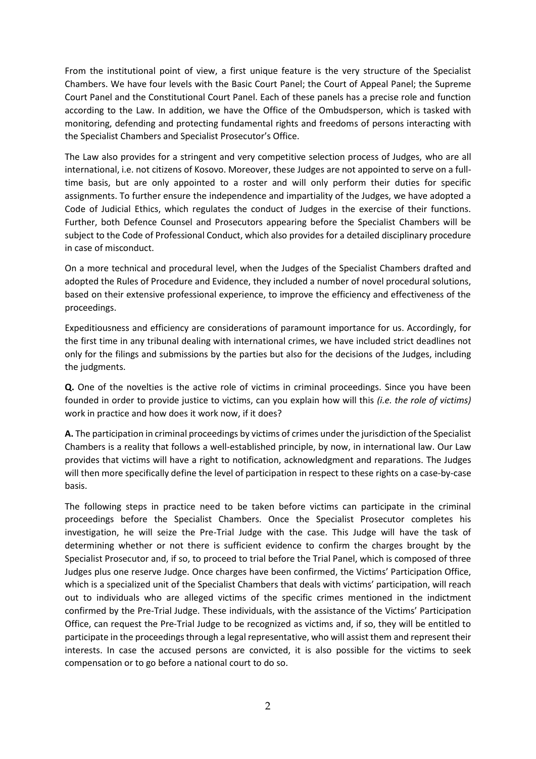From the institutional point of view, a first unique feature is the very structure of the Specialist Chambers. We have four levels with the Basic Court Panel; the Court of Appeal Panel; the Supreme Court Panel and the Constitutional Court Panel. Each of these panels has a precise role and function according to the Law. In addition, we have the Office of the Ombudsperson, which is tasked with monitoring, defending and protecting fundamental rights and freedoms of persons interacting with the Specialist Chambers and Specialist Prosecutor's Office.

The Law also provides for a stringent and very competitive selection process of Judges, who are all international, i.e. not citizens of Kosovo. Moreover, these Judges are not appointed to serve on a full-time basis, but are only appointed to a roster and will only perform their duties for specific assignments. To further ensure the independence and impartiality of the Judges, we have adopted a Code of Judicial Ethics, which regulates the conduct of Judges in the exercise of their functions. Further, both Defence Counsel and Prosecutors appearing before the Specialist Chambers will be subject to the Code of Professional Conduct, which also provides for a detailed disciplinary procedure in case of misconduct.

On a more technical and procedural level, when the Judges of the Specialist Chambers drafted and adopted the Rules of Procedure and Evidence, they included a number of novel procedural solutions, based on their extensive professional experience, to improve the efficiency and effectiveness of the proceedings.

Expeditiousness and efficiency are considerations of paramount importance for us. Accordingly, for the first time in any tribunal dealing with international crimes, we have included strict deadlines not only for the filings and submissions by the parties but also for the decisions of the Judges, including the judgments.

**Q.** One of the novelties is the active role of victims in criminal proceedings. Since you have been founded in order to provide justice to victims, can you explain how will this *(i.e. the role of victims)* work in practice and how does it work now, if it does?

**A.** The participation in criminal proceedings by victims of crimes under the jurisdiction of the Specialist Chambers is a reality that follows a well-established principle, by now, in international law. Our Law provides that victims will have a right to notification, acknowledgment and reparations. The Judges will then more specifically define the level of participation in respect to these rights on a case-by-case basis.

The following steps in practice need to be taken before victims can participate in the criminal proceedings before the Specialist Chambers. Once the Specialist Prosecutor completes his investigation, he will seize the Pre-Trial Judge with the case. This Judge will have the task of determining whether or not there is sufficient evidence to confirm the charges brought by the Specialist Prosecutor and, if so, to proceed to trial before the Trial Panel, which is composed of three Judges plus one reserve Judge. Once charges have been confirmed, the Victims' Participation Office, which is a specialized unit of the Specialist Chambers that deals with victims' participation, will reach out to individuals who are alleged victims of the specific crimes mentioned in the indictment confirmed by the Pre-Trial Judge. These individuals, with the assistance of the Victims' Participation Office, can request the Pre-Trial Judge to be recognized as victims and, if so, they will be entitled to participate in the proceedings through a legal representative, who will assist them and represent their interests. In case the accused persons are convicted, it is also possible for the victims to seek compensation or to go before a national court to do so.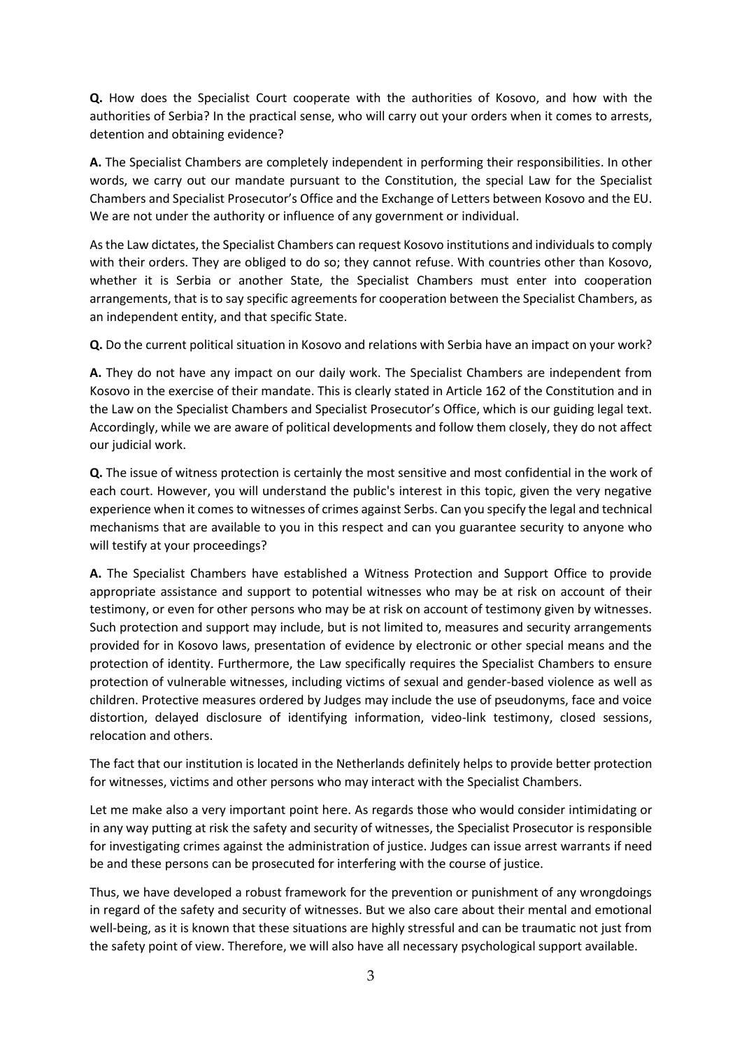**Q.** How does the Specialist Court cooperate with the authorities of Kosovo, and how with the authorities of Serbia? In the practical sense, who will carry out your orders when it comes to arrests, detention and obtaining evidence?

**A.** The Specialist Chambers are completely independent in performing their responsibilities. In other words, we carry out our mandate pursuant to the Constitution, the special Law for the Specialist Chambers and Specialist Prosecutor's Office and the Exchange of Letters between Kosovo and the EU. We are not under the authority or influence of any government or individual.

As the Law dictates, the Specialist Chambers can request Kosovo institutions and individuals to comply with their orders. They are obliged to do so; they cannot refuse. With countries other than Kosovo, whether it is Serbia or another State, the Specialist Chambers must enter into cooperation arrangements, that is to say specific agreements for cooperation between the Specialist Chambers, as an independent entity, and that specific State.

**Q.** Do the current political situation in Kosovo and relations with Serbia have an impact on your work?

**A.** They do not have any impact on our daily work. The Specialist Chambers are independent from Kosovo in the exercise of their mandate. This is clearly stated in Article 162 of the Constitution and in the Law on the Specialist Chambers and Specialist Prosecutor's Office, which is our guiding legal text. Accordingly, while we are aware of political developments and follow them closely, they do not affect our judicial work.

**Q.** The issue of witness protection is certainly the most sensitive and most confidential in the work of each court. However, you will understand the public's interest in this topic, given the very negative experience when it comes to witnesses of crimes against Serbs. Can you specify the legal and technical mechanisms that are available to you in this respect and can you guarantee security to anyone who will testify at your proceedings?

**A.** The Specialist Chambers have established a Witness Protection and Support Office to provide appropriate assistance and support to potential witnesses who may be at risk on account of their testimony, or even for other persons who may be at risk on account of testimony given by witnesses. Such protection and support may include, but is not limited to, measures and security arrangements provided for in Kosovo laws, presentation of evidence by electronic or other special means and the protection of identity. Furthermore, the Law specifically requires the Specialist Chambers to ensure protection of vulnerable witnesses, including victims of sexual and gender-based violence as well as children. Protective measures ordered by Judges may include the use of pseudonyms, face and voice distortion, delayed disclosure of identifying information, video-link testimony, closed sessions, relocation and others.

The fact that our institution is located in the Netherlands definitely helps to provide better protection for witnesses, victims and other persons who may interact with the Specialist Chambers.

Let me make also a very important point here. As regards those who would consider intimidating or in any way putting at risk the safety and security of witnesses, the Specialist Prosecutor is responsible for investigating crimes against the administration of justice. Judges can issue arrest warrants if need be and these persons can be prosecuted for interfering with the course of justice.

Thus, we have developed a robust framework for the prevention or punishment of any wrongdoings in regard of the safety and security of witnesses. But we also care about their mental and emotional well-being, as it is known that these situations are highly stressful and can be traumatic not just from the safety point of view. Therefore, we will also have all necessary psychological support available.